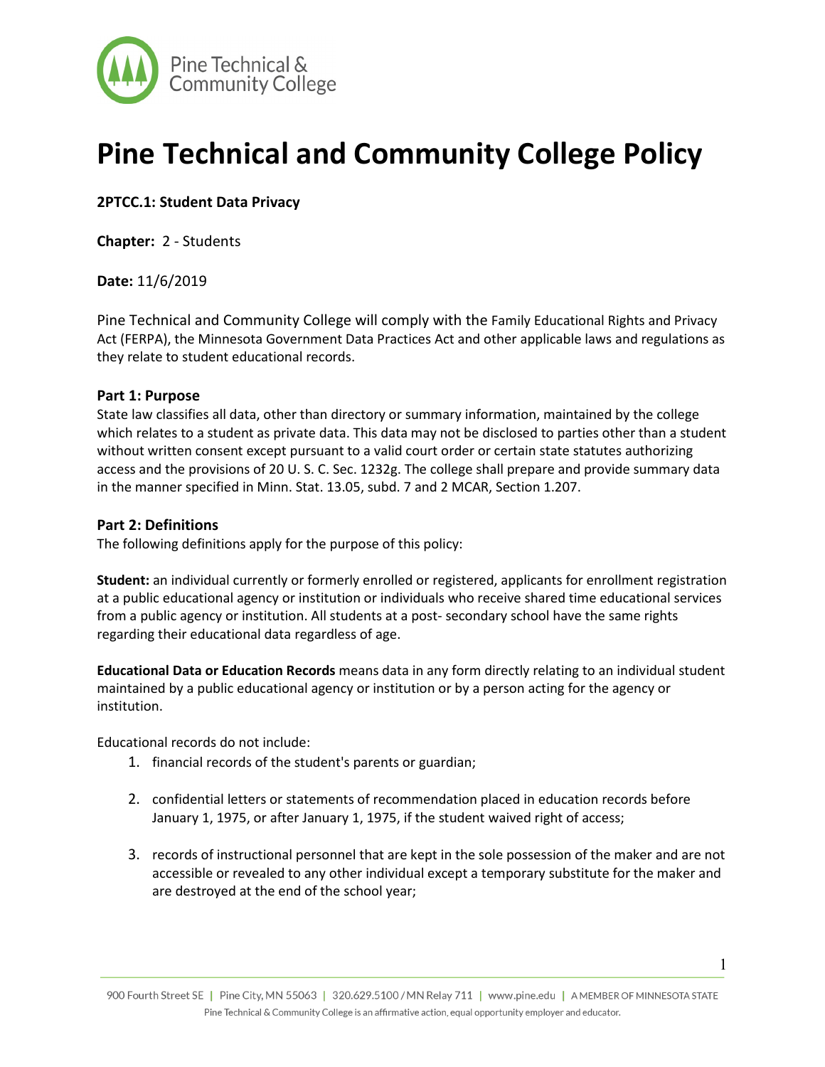# Pine Technical and Community College Policy

**2PTCC.1: Student Data Privacy**

**Chapter:** 2 - Students

**Date:** 11/6/2019

Pine Technical and Community College will comply with the Family Educational Rights and Privacy Act (FERPA), the Minnesota Government Data Practices Act and other applicable laws and regulations as they relate to student educational records.

## Part 1: Purpose

State law classifies all data, other than directory or summary information, maintained by the college which relates to a student as private data. This data may not be disclosed to parties other than a student without written consent except pursuant to a valid court order or certain state statutes authorizing access and the provisions of 20 U. S. C. Sec. 1232g. The college shall prepare and provide summary data in the manner specified in Minn. Stat. 13.05, subd. 7 and 2 MCAR, Section 1.207.

## Part 2: Definitions

The following definitions apply for the purpose of this policy:

**Student:** an individual currently or formerly enrolled or registered, applicants for enrollment registration at a public educational agency or institution or individuals who receive shared time educational services from a public agency or institution. All students at a post- secondary school have the same rights regarding their educational data regardless of age.

**Educational Data or Education Records** means data in any form directly relating to an individual student maintained by a public educational agency or institution or by a person acting for the agency or institution.

Educational records do not include:

1. financial records of the student's parents or guardian;
2. confidential letters or statements of recommendation placed in education records before January 1, 1975, or after January 1, 1975, if the student waived right of access;
3. records of instructional personnel that are kept in the sole possession of the maker and are not accessible or revealed to any other individual except a temporary substitute for the maker and are destroyed at the end of the school year;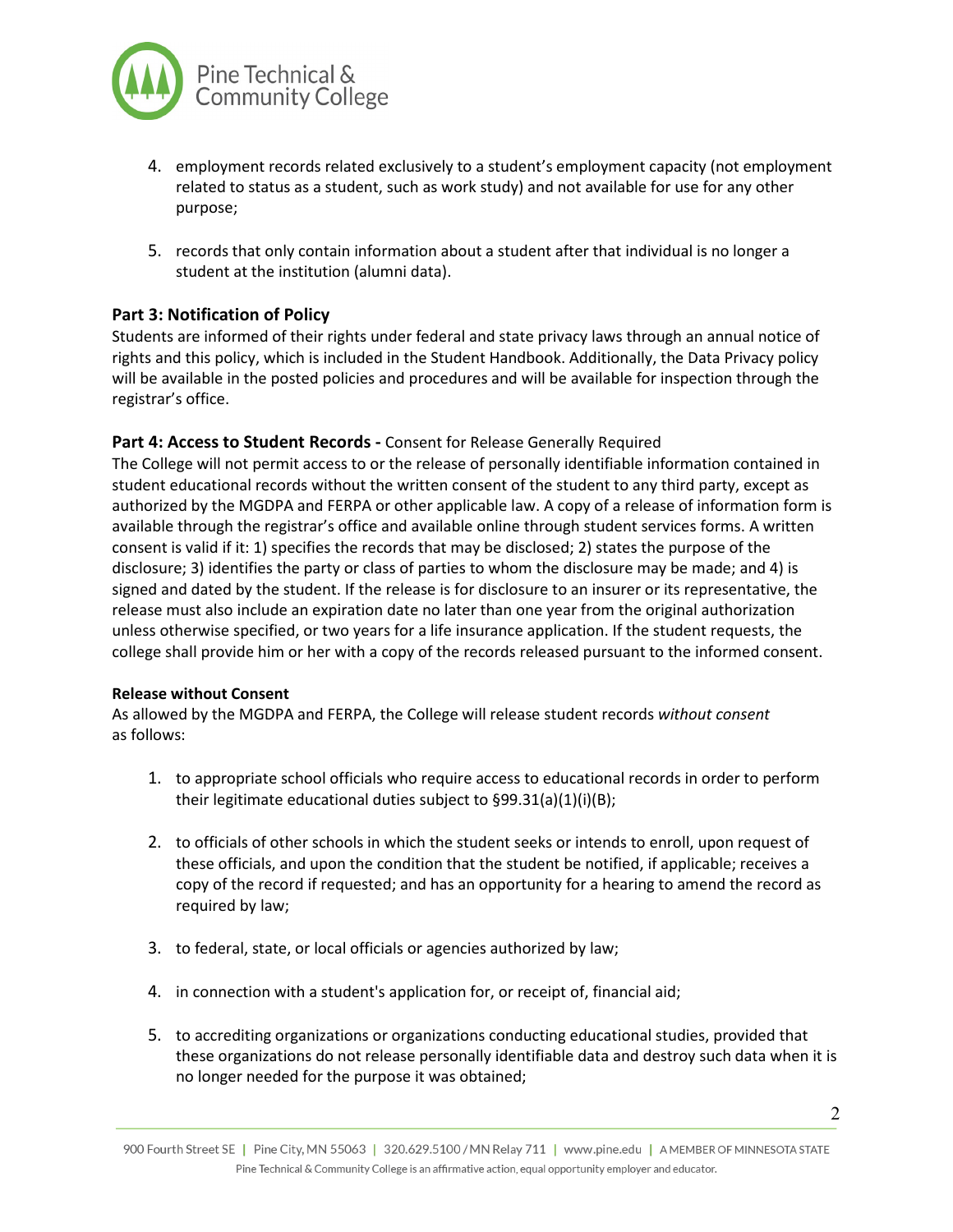4. employment records related exclusively to a student's employment capacity (not employment related to status as a student, such as work study) and not available for use for any other purpose;

5. records that only contain information about a student after that individual is no longer a student at the institution (alumni data).

### Part 3: Notification of Policy

Students are informed of their rights under federal and state privacy laws through an annual notice of rights and this policy, which is included in the Student Handbook. Additionally, the Data Privacy policy will be available in the posted policies and procedures and will be available for inspection through the registrar's office.

### Part 4: Access to Student Records - Consent for Release Generally Required

The College will not permit access to or the release of personally identifiable information contained in student educational records without the written consent of the student to any third party, except as authorized by the MGDPA and FERPA or other applicable law. A copy of a release of information form is available through the registrar's office and available online through student services forms. A written consent is valid if it: 1) specifies the records that may be disclosed; 2) states the purpose of the disclosure; 3) identifies the party or class of parties to whom the disclosure may be made; and 4) is signed and dated by the student. If the release is for disclosure to an insurer or its representative, the release must also include an expiration date no later than one year from the original authorization unless otherwise specified, or two years for a life insurance application. If the student requests, the college shall provide him or her with a copy of the records released pursuant to the informed consent.

**Release without Consent**

As allowed by the MGDPA and FERPA, the College will release student records *without consent* as follows:

1. to appropriate school officials who require access to educational records in order to perform their legitimate educational duties subject to §99.31(a)(1)(i)(B);

2. to officials of other schools in which the student seeks or intends to enroll, upon request of these officials, and upon the condition that the student be notified, if applicable; receives a copy of the record if requested; and has an opportunity for a hearing to amend the record as required by law;

3. to federal, state, or local officials or agencies authorized by law;

4. in connection with a student's application for, or receipt of, financial aid;

5. to accrediting organizations or organizations conducting educational studies, provided that these organizations do not release personally identifiable data and destroy such data when it is no longer needed for the purpose it was obtained;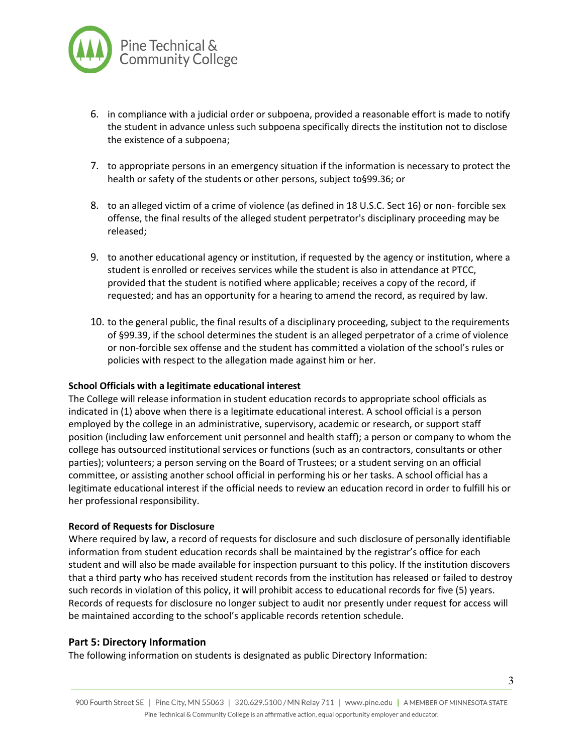6. in compliance with a judicial order or subpoena, provided a reasonable effort is made to notify the student in advance unless such subpoena specifically directs the institution not to disclose the existence of a subpoena;

7. to appropriate persons in an emergency situation if the information is necessary to protect the health or safety of the students or other persons, subject to§99.36; or

8. to an alleged victim of a crime of violence (as defined in 18 U.S.C. Sect 16) or non- forcible sex offense, the final results of the alleged student perpetrator's disciplinary proceeding may be released;

9. to another educational agency or institution, if requested by the agency or institution, where a student is enrolled or receives services while the student is also in attendance at PTCC, provided that the student is notified where applicable; receives a copy of the record, if requested; and has an opportunity for a hearing to amend the record, as required by law.

10. to the general public, the final results of a disciplinary proceeding, subject to the requirements of §99.39, if the school determines the student is an alleged perpetrator of a crime of violence or non-forcible sex offense and the student has committed a violation of the school's rules or policies with respect to the allegation made against him or her.

**School Officials with a legitimate educational interest**
The College will release information in student education records to appropriate school officials as indicated in (1) above when there is a legitimate educational interest. A school official is a person employed by the college in an administrative, supervisory, academic or research, or support staff position (including law enforcement unit personnel and health staff); a person or company to whom the college has outsourced institutional services or functions (such as an contractors, consultants or other parties); volunteers; a person serving on the Board of Trustees; or a student serving on an official committee, or assisting another school official in performing his or her tasks. A school official has a legitimate educational interest if the official needs to review an education record in order to fulfill his or her professional responsibility.

**Record of Requests for Disclosure**
Where required by law, a record of requests for disclosure and such disclosure of personally identifiable information from student education records shall be maintained by the registrar's office for each student and will also be made available for inspection pursuant to this policy. If the institution discovers that a third party who has received student records from the institution has released or failed to destroy such records in violation of this policy, it will prohibit access to educational records for five (5) years. Records of requests for disclosure no longer subject to audit nor presently under request for access will be maintained according to the school's applicable records retention schedule.

## Part 5: Directory Information

The following information on students is designated as public Directory Information: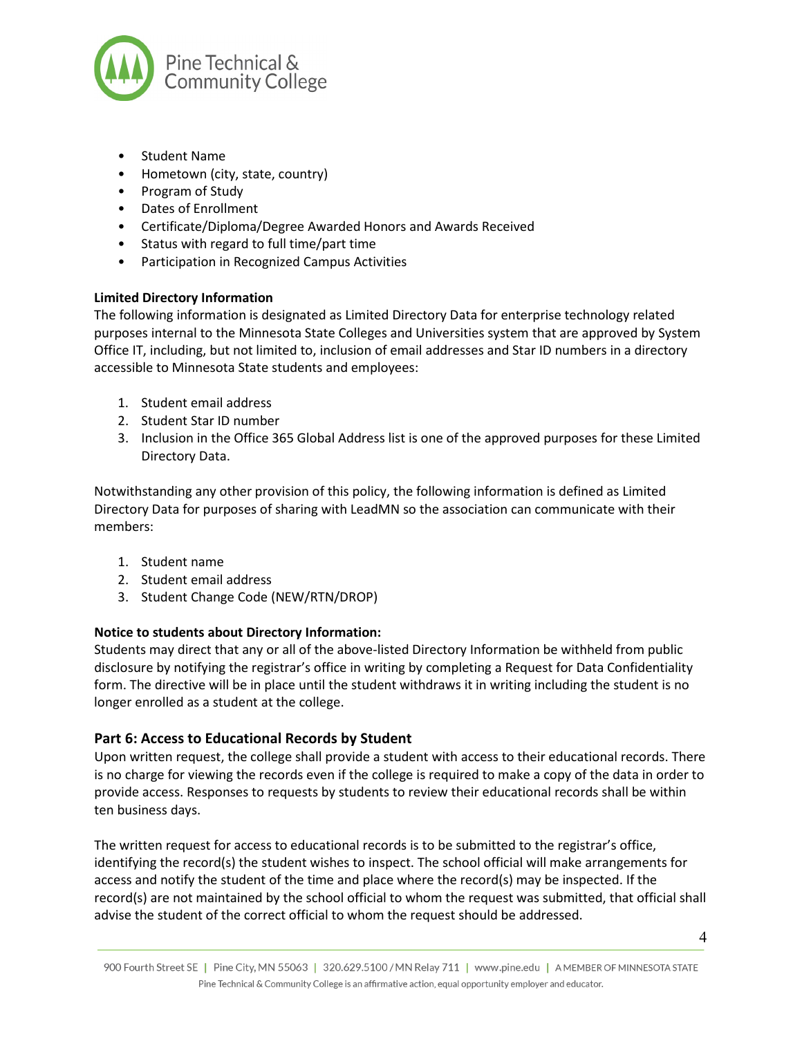- Student Name
- Hometown (city, state, country)
- Program of Study
- Dates of Enrollment
- Certificate/Diploma/Degree Awarded Honors and Awards Received
- Status with regard to full time/part time
- Participation in Recognized Campus Activities

**Limited Directory Information**

The following information is designated as Limited Directory Data for enterprise technology related purposes internal to the Minnesota State Colleges and Universities system that are approved by System Office IT, including, but not limited to, inclusion of email addresses and Star ID numbers in a directory accessible to Minnesota State students and employees:

1. Student email address
2. Student Star ID number
3. Inclusion in the Office 365 Global Address list is one of the approved purposes for these Limited Directory Data.

Notwithstanding any other provision of this policy, the following information is defined as Limited Directory Data for purposes of sharing with LeadMN so the association can communicate with their members:

1. Student name
2. Student email address
3. Student Change Code (NEW/RTN/DROP)

**Notice to students about Directory Information:**

Students may direct that any or all of the above-listed Directory Information be withheld from public disclosure by notifying the registrar's office in writing by completing a Request for Data Confidentiality form. The directive will be in place until the student withdraws it in writing including the student is no longer enrolled as a student at the college.

## Part 6: Access to Educational Records by Student

Upon written request, the college shall provide a student with access to their educational records. There is no charge for viewing the records even if the college is required to make a copy of the data in order to provide access. Responses to requests by students to review their educational records shall be within ten business days.

The written request for access to educational records is to be submitted to the registrar's office, identifying the record(s) the student wishes to inspect. The school official will make arrangements for access and notify the student of the time and place where the record(s) may be inspected. If the record(s) are not maintained by the school official to whom the request was submitted, that official shall advise the student of the correct official to whom the request should be addressed.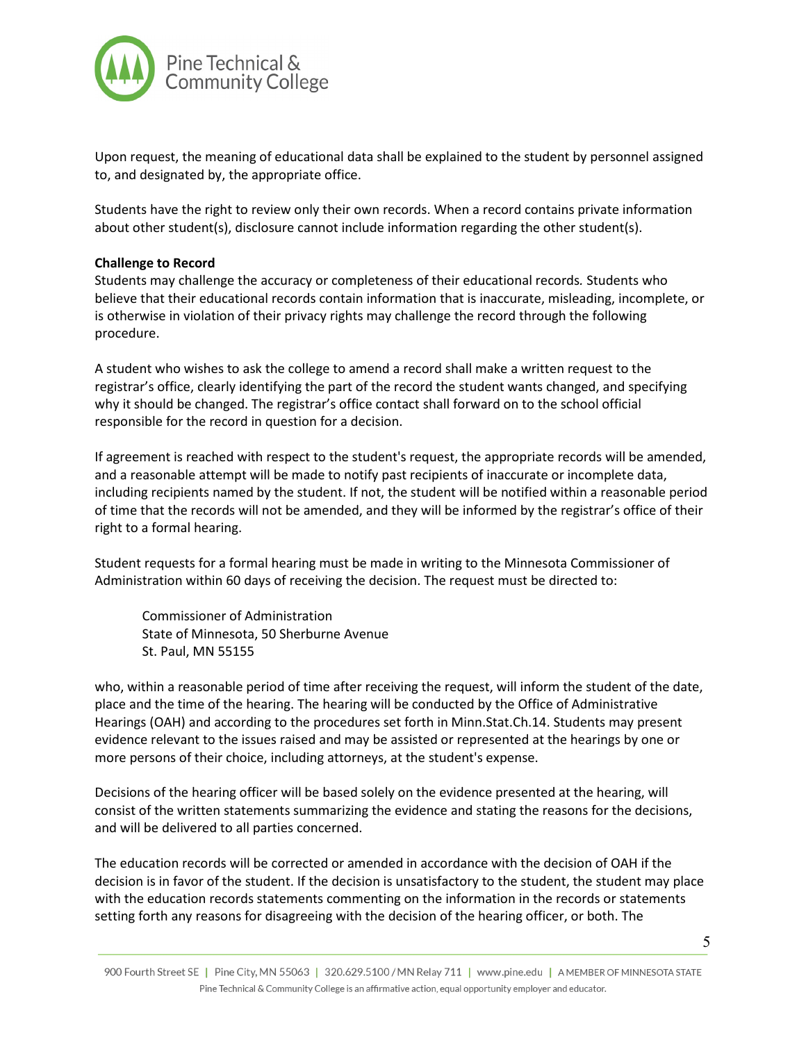Upon request, the meaning of educational data shall be explained to the student by personnel assigned to, and designated by, the appropriate office.

Students have the right to review only their own records. When a record contains private information about other student(s), disclosure cannot include information regarding the other student(s).

**Challenge to Record**

Students may challenge the accuracy or completeness of their educational records. Students who believe that their educational records contain information that is inaccurate, misleading, incomplete, or is otherwise in violation of their privacy rights may challenge the record through the following procedure.

A student who wishes to ask the college to amend a record shall make a written request to the registrar's office, clearly identifying the part of the record the student wants changed, and specifying why it should be changed. The registrar's office contact shall forward on to the school official responsible for the record in question for a decision.

If agreement is reached with respect to the student's request, the appropriate records will be amended, and a reasonable attempt will be made to notify past recipients of inaccurate or incomplete data, including recipients named by the student. If not, the student will be notified within a reasonable period of time that the records will not be amended, and they will be informed by the registrar's office of their right to a formal hearing.

Student requests for a formal hearing must be made in writing to the Minnesota Commissioner of Administration within 60 days of receiving the decision. The request must be directed to:

> Commissioner of Administration
> State of Minnesota, 50 Sherburne Avenue
> St. Paul, MN 55155

who, within a reasonable period of time after receiving the request, will inform the student of the date, place and the time of the hearing. The hearing will be conducted by the Office of Administrative Hearings (OAH) and according to the procedures set forth in Minn.Stat.Ch.14. Students may present evidence relevant to the issues raised and may be assisted or represented at the hearings by one or more persons of their choice, including attorneys, at the student's expense.

Decisions of the hearing officer will be based solely on the evidence presented at the hearing, will consist of the written statements summarizing the evidence and stating the reasons for the decisions, and will be delivered to all parties concerned.

The education records will be corrected or amended in accordance with the decision of OAH if the decision is in favor of the student. If the decision is unsatisfactory to the student, the student may place with the education records statements commenting on the information in the records or statements setting forth any reasons for disagreeing with the decision of the hearing officer, or both. The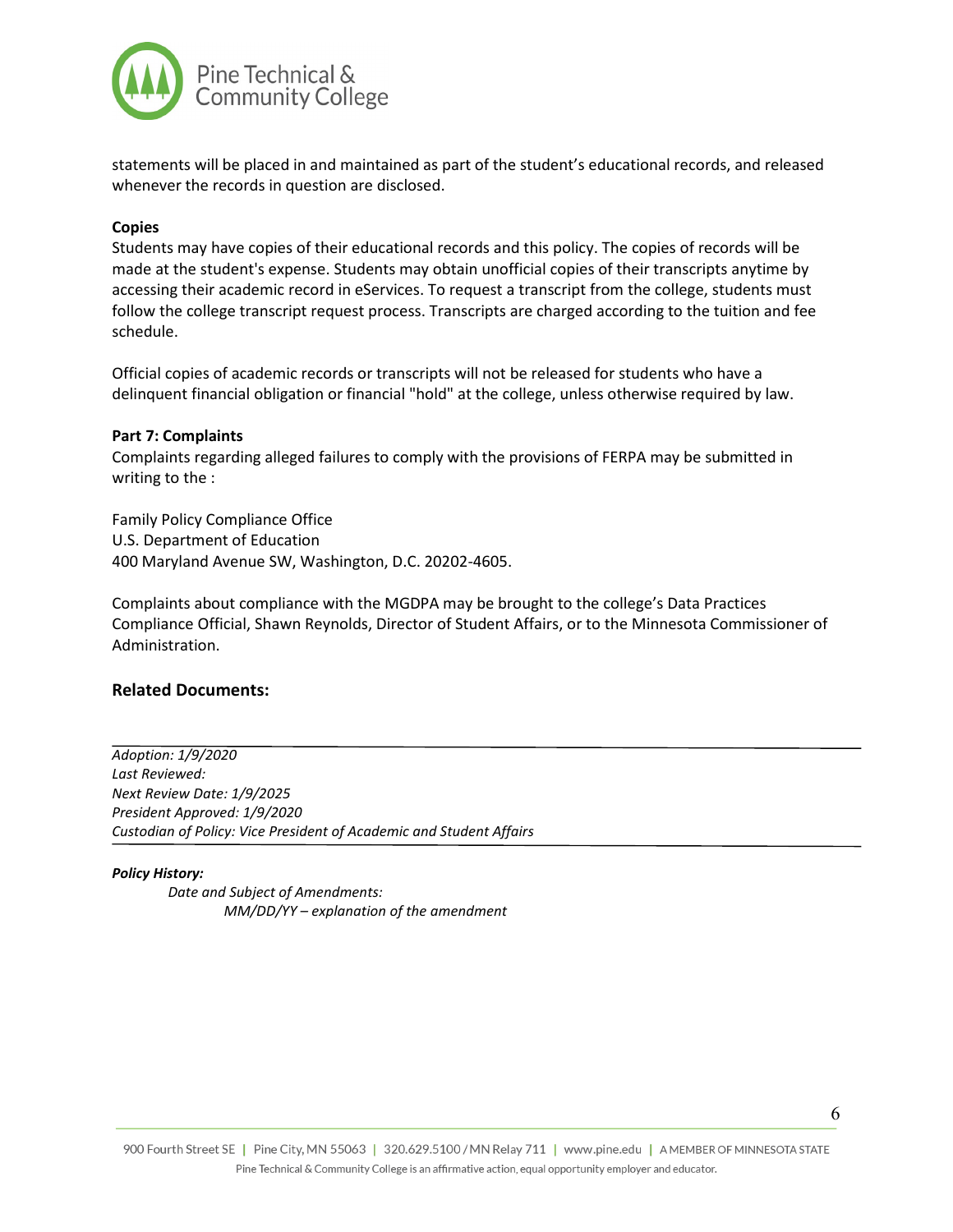statements will be placed in and maintained as part of the student's educational records, and released whenever the records in question are disclosed.

**Copies**

Students may have copies of their educational records and this policy. The copies of records will be made at the student's expense. Students may obtain unofficial copies of their transcripts anytime by accessing their academic record in eServices. To request a transcript from the college, students must follow the college transcript request process. Transcripts are charged according to the tuition and fee schedule.

Official copies of academic records or transcripts will not be released for students who have a delinquent financial obligation or financial "hold" at the college, unless otherwise required by law.

**Part 7: Complaints**

Complaints regarding alleged failures to comply with the provisions of FERPA may be submitted in writing to the :

Family Policy Compliance Office
U.S. Department of Education
400 Maryland Avenue SW, Washington, D.C. 20202-4605.

Complaints about compliance with the MGDPA may be brought to the college's Data Practices Compliance Official, Shawn Reynolds, Director of Student Affairs, or to the Minnesota Commissioner of Administration.

## Related Documents:

---

*Adoption: 1/9/2020*
*Last Reviewed:*
*Next Review Date: 1/9/2025*
*President Approved: 1/9/2020*
*Custodian of Policy: Vice President of Academic and Student Affairs*

---

***Policy History:***

*Date and Subject of Amendments:*

*MM/DD/YY – explanation of the amendment*